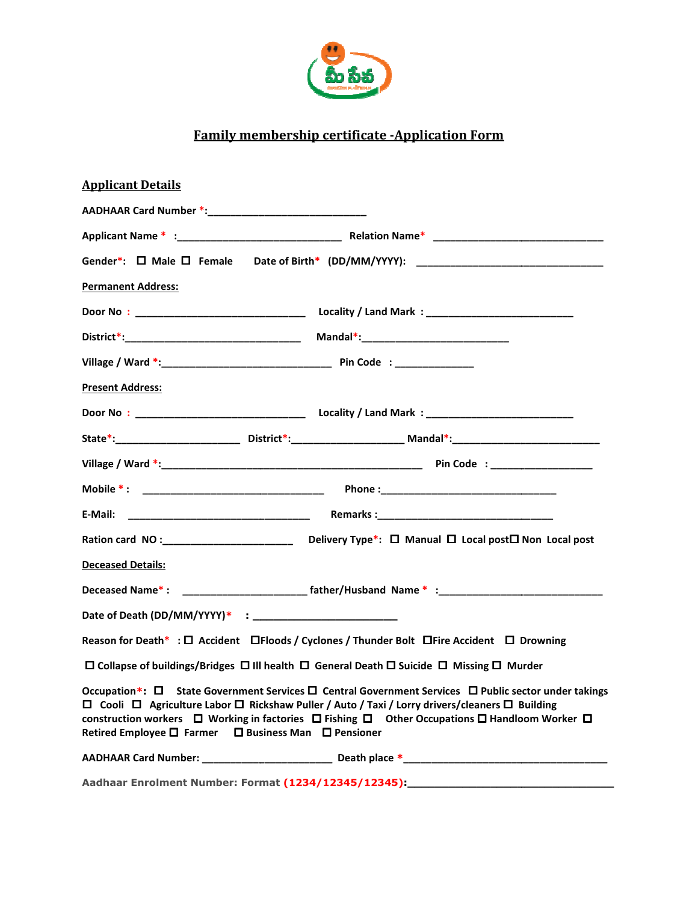# Family membership certificate -Application Form

## Applicant Details

AADHAAR Card Number *:____________________________

Applicant Name * :______________________________ Relation Name* ______________________________

Gender*: ☐ Male ☐ Female Date of Birth* (DD/MM/YYYY): _________________________________

**Permanent Address:**

Door No : ______________________________ Locality / Land Mark : __________________________

District*:________________________________ Mandal*:_________________________

Village / Ward *:______________________________ Pin Code : ______________

**Present Address:**

Door No : ______________________________ Locality / Land Mark : __________________________

State*:______________________ District*:____________________ Mandal*:__________________________

Village / Ward *:_____________________________________________ Pin Code : __________________

Mobile * : ________________________________ Phone :_______________________________

E-Mail: ________________________________ Remarks :_______________________________

Ration card NO :_______________________ Delivery Type*: ☐ Manual ☐ Local post ☐ Non Local post

**Deceased Details:**

Deceased Name* : ______________________ father/Husband Name * :______________________________

Date of Death (DD/MM/YYYY)* : _________________________

Reason for Death* : ☐ Accident ☐ Floods / Cyclones / Thunder Bolt ☐ Fire Accident ☐ Drowning

☐ Collapse of buildings/Bridges ☐ Ill health ☐ General Death ☐ Suicide ☐ Missing ☐ Murder

Occupation*: ☐ State Government Services ☐ Central Government Services ☐ Public sector under takings ☐ Cooli ☐ Agriculture Labor ☐ Rickshaw Puller / Auto / Taxi / Lorry drivers/cleaners ☐ Building construction workers ☐ Working in factories ☐ Fishing ☐ Other Occupations ☐ Handloom Worker ☐ Retired Employee ☐ Farmer ☐ Business Man ☐ Pensioner

AADHAAR Card Number: _______________________ Death place *____________________________________

Aadhaar Enrolment Number: Format (1234/12345/12345):____________________________________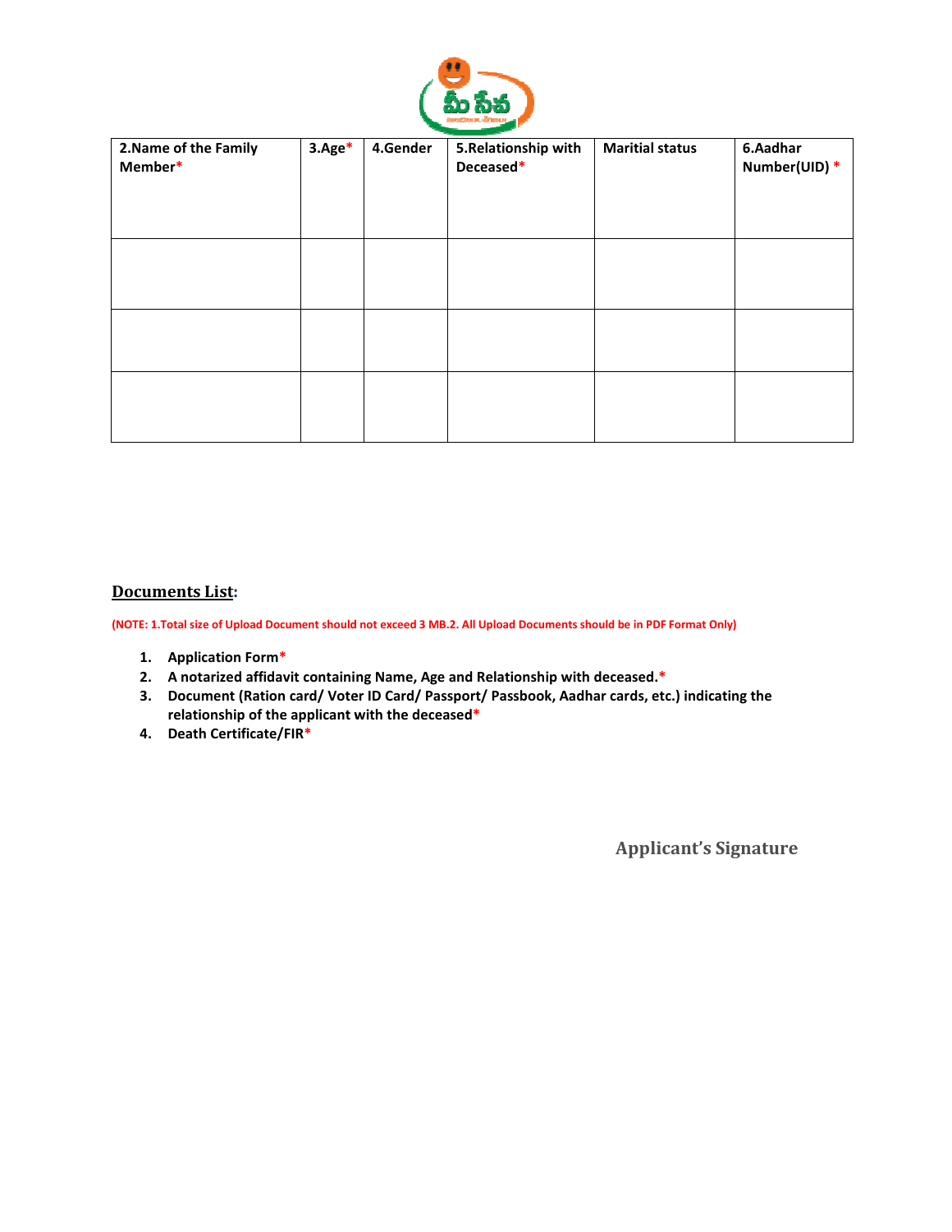| 2.Name of the Family Member* | 3.Age* | 4.Gender | 5.Relationship with Deceased* | Maritial status | 6.Aadhar Number(UID) * |
|---|---|---|---|---|---|
| | | | | | |
| | | | | | |
| | | | | | |

## Documents List:

**(NOTE: 1.Total size of Upload Document should not exceed 3 MB.2. All Upload Documents should be in PDF Format Only)**

1. **Application Form***
2. **A notarized affidavit containing Name, Age and Relationship with deceased.***
3. **Document (Ration card/ Voter ID Card/ Passport/ Passbook, Aadhar cards, etc.) indicating the relationship of the applicant with the deceased***
4. **Death Certificate/FIR***

**Applicant's Signature**